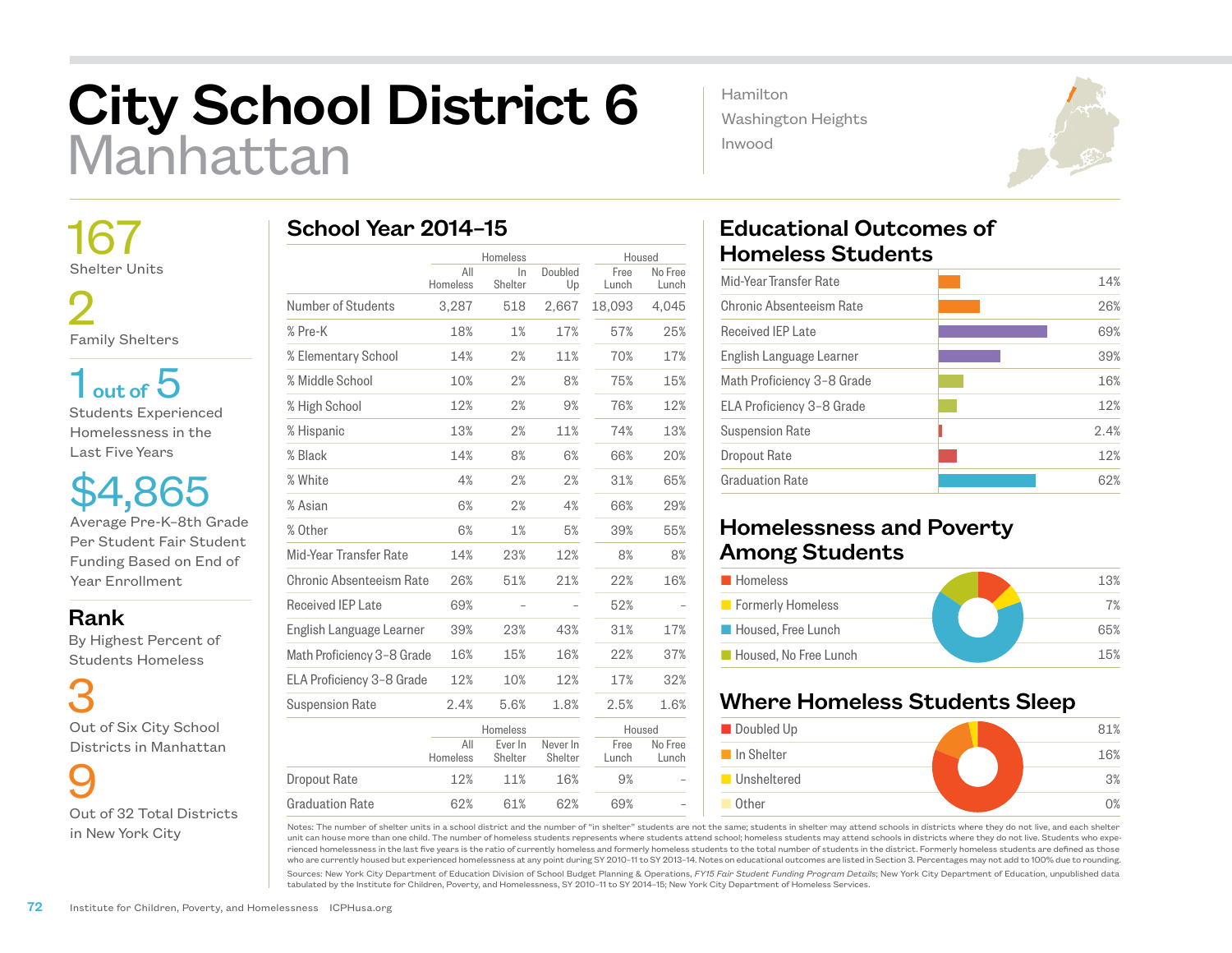# City School District 6
## Manhattan

Hamilton
Washington Heights
Inwood

**167**
Shelter Units

**2**
Family Shelters

**1 out of 5**
Students Experienced Homelessness in the Last Five Years

**$4,865**
Average Pre-K–8th Grade Per Student Fair Student Funding Based on End of Year Enrollment

### Rank
By Highest Percent of Students Homeless

**3**
Out of Six City School Districts in Manhattan

**9**
Out of 32 Total Districts in New York City

## School Year 2014–15

| | Homeless | | | Housed | |
|---|---|---|---|---|---|
| | All Homeless | In Shelter | Doubled Up | Free Lunch | No Free Lunch |
| Number of Students | 3,287 | 518 | 2,667 | 18,093 | 4,045 |
| % Pre-K | 18% | 1% | 17% | 57% | 25% |
| % Elementary School | 14% | 2% | 11% | 70% | 17% |
| % Middle School | 10% | 2% | 8% | 75% | 15% |
| % High School | 12% | 2% | 9% | 76% | 12% |
| % Hispanic | 13% | 2% | 11% | 74% | 13% |
| % Black | 14% | 8% | 6% | 66% | 20% |
| % White | 4% | 2% | 2% | 31% | 65% |
| % Asian | 6% | 2% | 4% | 66% | 29% |
| % Other | 6% | 1% | 5% | 39% | 55% |
| Mid-Year Transfer Rate | 14% | 23% | 12% | 8% | 8% |
| Chronic Absenteeism Rate | 26% | 51% | 21% | 22% | 16% |
| Received IEP Late | 69% | – | – | 52% | – |
| English Language Learner | 39% | 23% | 43% | 31% | 17% |
| Math Proficiency 3–8 Grade | 16% | 15% | 16% | 22% | 37% |
| ELA Proficiency 3–8 Grade | 12% | 10% | 12% | 17% | 32% |
| Suspension Rate | 2.4% | 5.6% | 1.8% | 2.5% | 1.6% |

| | Homeless | | | Housed | |
|---|---|---|---|---|---|
| | All Homeless | Ever In Shelter | Never In Shelter | Free Lunch | No Free Lunch |
| Dropout Rate | 12% | 11% | 16% | 9% | – |
| Graduation Rate | 62% | 61% | 62% | 69% | – |

## Educational Outcomes of Homeless Students

| Outcome | Rate |
|---|---|
| Mid-Year Transfer Rate | 14% |
| Chronic Absenteeism Rate | 26% |
| Received IEP Late | 69% |
| English Language Learner | 39% |
| Math Proficiency 3–8 Grade | 16% |
| ELA Proficiency 3–8 Grade | 12% |
| Suspension Rate | 2.4% |
| Dropout Rate | 12% |
| Graduation Rate | 62% |

## Homelessness and Poverty Among Students

| Category | Percent |
|---|---|
| Homeless | 13% |
| Formerly Homeless | 7% |
| Housed, Free Lunch | 65% |
| Housed, No Free Lunch | 15% |

## Where Homeless Students Sleep

| Category | Percent |
|---|---|
| Doubled Up | 81% |
| In Shelter | 16% |
| Unsheltered | 3% |
| Other | 0% |

Notes: The number of shelter units in a school district and the number of "in shelter" students are not the same; students in shelter may attend schools in districts where they do not live, and each shelter unit can house more than one child. The number of homeless students represents where students attend school; homeless students may attend schools in districts where they do not live. Students who experienced homelessness in the last five years is the ratio of currently homeless and formerly homeless students to the total number of students in the district. Formerly homeless students are defined as those who are currently housed but experienced homelessness at any point during SY 2010–11 to SY 2013–14. Notes on educational outcomes are listed in Section 3. Percentages may not add to 100% due to rounding.

Sources: New York City Department of Education Division of School Budget Planning & Operations, *FY15 Fair Student Funding Program Details*; New York City Department of Education, unpublished data tabulated by the Institute for Children, Poverty, and Homelessness, SY 2010–11 to SY 2014–15; New York City Department of Homeless Services.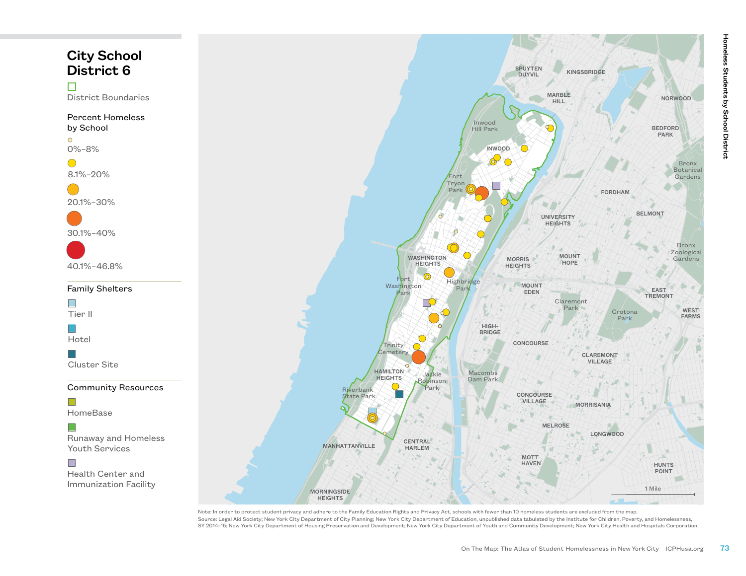# City School District 6

District Boundaries

Percent Homeless by School

0%–8%

8.1%–20%

20.1%–30%

30.1%–40%

40.1%–46.8%

Family Shelters

Tier II

Hotel

Cluster Site

Community Resources

HomeBase

Runaway and Homeless Youth Services

Health Center and Immunization Facility

SPUYTEN DUYVIL

KINGSBRIDGE

MARBLE HILL

NORWOOD

Inwood Hill Park

INWOOD

BEDFORD PARK

Bronx Botanical Gardens

Fort Tryon Park

FORDHAM

UNIVERSITY HEIGHTS

BELMONT

WASHINGTON HEIGHTS

MORRIS HEIGHTS

MOUNT HOPE

Bronx Zoological Gardens

Fort Washington Park

Highbridge Park

MOUNT EDEN

EAST TREMONT

Claremont Park

Crotona Park

WEST FARMS

HIGH-BRIDGE

CONCOURSE

Trinity Cemetery

CLAREMONT VILLAGE

HAMILTON HEIGHTS

Jackie Robinson Park

Macombs Dam Park

Riverbank State Park

CONCOURSE VILLAGE

MORRISANIA

MELROSE

LONGWOOD

MANHATTANVILLE

CENTRAL HARLEM

MOTT HAVEN

HUNTS POINT

MORNINGSIDE HEIGHTS

1 Mile

Note: In order to protect student privacy and adhere to the Family Education Rights and Privacy Act, schools with fewer than 10 homeless students are excluded from the map.

Source: Legal Aid Society; New York City Department of City Planning; New York City Department of Education, unpublished data tabulated by the Institute for Children, Poverty, and Homelessness, SY 2014–15; New York City Department of Housing Preservation and Development; New York City Department of Youth and Community Development; New York City Health and Hospitals Corporation.